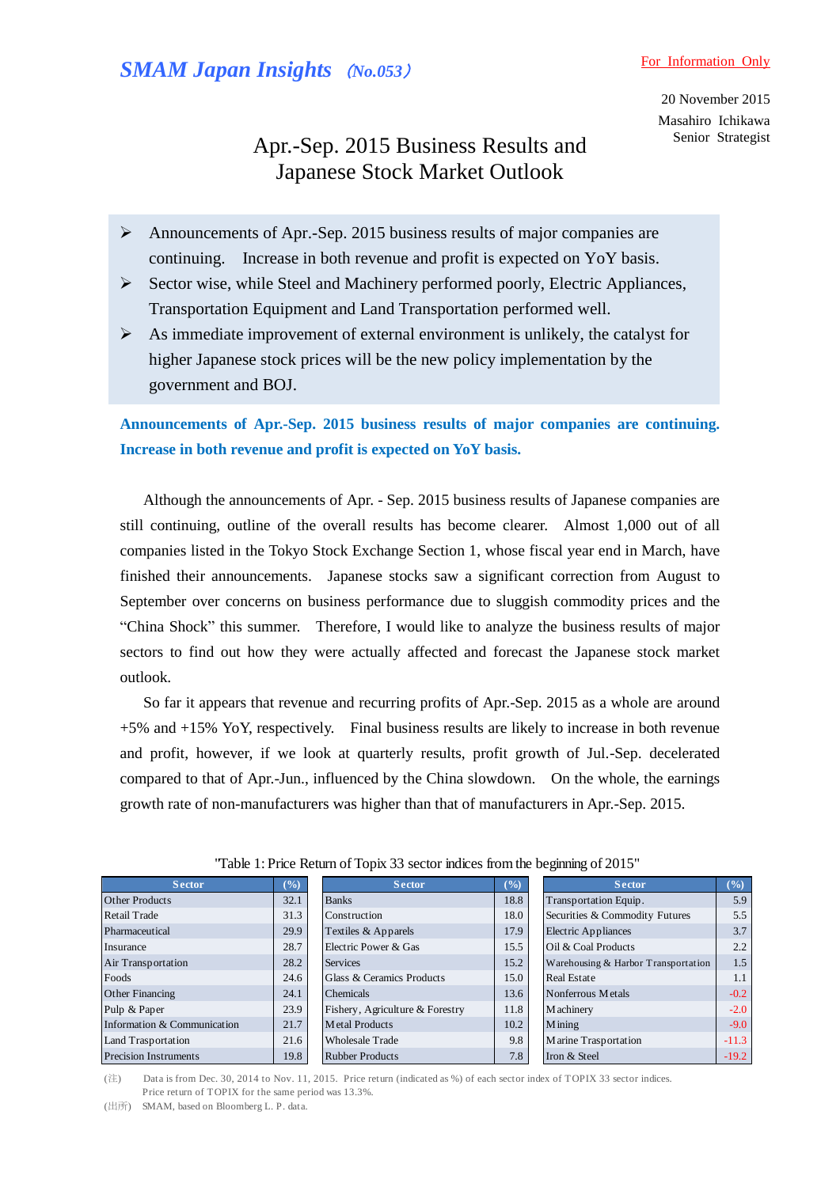*SMAM Japan Insights* (No.053)

For Information Only

20 November 2015

Masahiro Ichikawa
Senior Strategist

# Apr.-Sep. 2015 Business Results and Japanese Stock Market Outlook

- Announcements of Apr.-Sep. 2015 business results of major companies are continuing. Increase in both revenue and profit is expected on YoY basis.
- Sector wise, while Steel and Machinery performed poorly, Electric Appliances, Transportation Equipment and Land Transportation performed well.
- As immediate improvement of external environment is unlikely, the catalyst for higher Japanese stock prices will be the new policy implementation by the government and BOJ.

## Announcements of Apr.-Sep. 2015 business results of major companies are continuing. Increase in both revenue and profit is expected on YoY basis.

Although the announcements of Apr. - Sep. 2015 business results of Japanese companies are still continuing, outline of the overall results has become clearer. Almost 1,000 out of all companies listed in the Tokyo Stock Exchange Section 1, whose fiscal year end in March, have finished their announcements. Japanese stocks saw a significant correction from August to September over concerns on business performance due to sluggish commodity prices and the "China Shock" this summer. Therefore, I would like to analyze the business results of major sectors to find out how they were actually affected and forecast the Japanese stock market outlook.

So far it appears that revenue and recurring profits of Apr.-Sep. 2015 as a whole are around +5% and +15% YoY, respectively. Final business results are likely to increase in both revenue and profit, however, if we look at quarterly results, profit growth of Jul.-Sep. decelerated compared to that of Apr.-Jun., influenced by the China slowdown. On the whole, the earnings growth rate of non-manufacturers was higher than that of manufacturers in Apr.-Sep. 2015.

"Table 1: Price Return of Topix 33 sector indices from the beginning of 2015"

| Sector | (%) | Sector | (%) | Sector | (%) |
|---|---|---|---|---|---|
| Other Products | 32.1 | Banks | 18.8 | Transportation Equip. | 5.9 |
| Retail Trade | 31.3 | Construction | 18.0 | Securities & Commodity Futures | 5.5 |
| Pharmaceutical | 29.9 | Textiles & Apparels | 17.9 | Electric Appliances | 3.7 |
| Insurance | 28.7 | Electric Power & Gas | 15.5 | Oil & Coal Products | 2.2 |
| Air Transportation | 28.2 | Services | 15.2 | Warehousing & Harbor Transportation | 1.5 |
| Foods | 24.6 | Glass & Ceramics Products | 15.0 | Real Estate | 1.1 |
| Other Financing | 24.1 | Chemicals | 13.6 | Nonferrous Metals | -0.2 |
| Pulp & Paper | 23.9 | Fishery, Agriculture & Forestry | 11.8 | Machinery | -2.0 |
| Information & Communication | 21.7 | Metal Products | 10.2 | Mining | -9.0 |
| Land Trasportation | 21.6 | Wholesale Trade | 9.8 | Marine Trasportation | -11.3 |
| Precision Instruments | 19.8 | Rubber Products | 7.8 | Iron & Steel | -19.2 |

(注) Data is from Dec. 30, 2014 to Nov. 11, 2015. Price return (indicated as %) of each sector index of TOPIX 33 sector indices. Price return of TOPIX for the same period was 13.3%.

(出所) SMAM, based on Bloomberg L. P. data.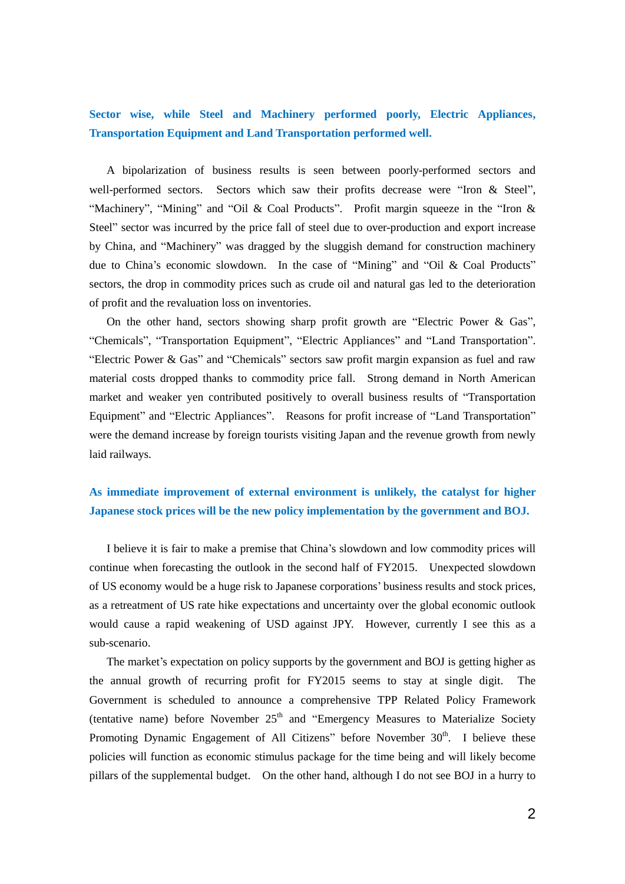### Sector wise, while Steel and Machinery performed poorly, Electric Appliances, Transportation Equipment and Land Transportation performed well.

A bipolarization of business results is seen between poorly-performed sectors and well-performed sectors. Sectors which saw their profits decrease were "Iron & Steel", "Machinery", "Mining" and "Oil & Coal Products". Profit margin squeeze in the "Iron & Steel" sector was incurred by the price fall of steel due to over-production and export increase by China, and "Machinery" was dragged by the sluggish demand for construction machinery due to China's economic slowdown. In the case of "Mining" and "Oil & Coal Products" sectors, the drop in commodity prices such as crude oil and natural gas led to the deterioration of profit and the revaluation loss on inventories.

On the other hand, sectors showing sharp profit growth are "Electric Power & Gas", "Chemicals", "Transportation Equipment", "Electric Appliances" and "Land Transportation". "Electric Power & Gas" and "Chemicals" sectors saw profit margin expansion as fuel and raw material costs dropped thanks to commodity price fall. Strong demand in North American market and weaker yen contributed positively to overall business results of "Transportation Equipment" and "Electric Appliances". Reasons for profit increase of "Land Transportation" were the demand increase by foreign tourists visiting Japan and the revenue growth from newly laid railways.

### As immediate improvement of external environment is unlikely, the catalyst for higher Japanese stock prices will be the new policy implementation by the government and BOJ.

I believe it is fair to make a premise that China's slowdown and low commodity prices will continue when forecasting the outlook in the second half of FY2015. Unexpected slowdown of US economy would be a huge risk to Japanese corporations' business results and stock prices, as a retreatment of US rate hike expectations and uncertainty over the global economic outlook would cause a rapid weakening of USD against JPY. However, currently I see this as a sub-scenario.

The market's expectation on policy supports by the government and BOJ is getting higher as the annual growth of recurring profit for FY2015 seems to stay at single digit. The Government is scheduled to announce a comprehensive TPP Related Policy Framework (tentative name) before November 25th and "Emergency Measures to Materialize Society Promoting Dynamic Engagement of All Citizens" before November 30th. I believe these policies will function as economic stimulus package for the time being and will likely become pillars of the supplemental budget. On the other hand, although I do not see BOJ in a hurry to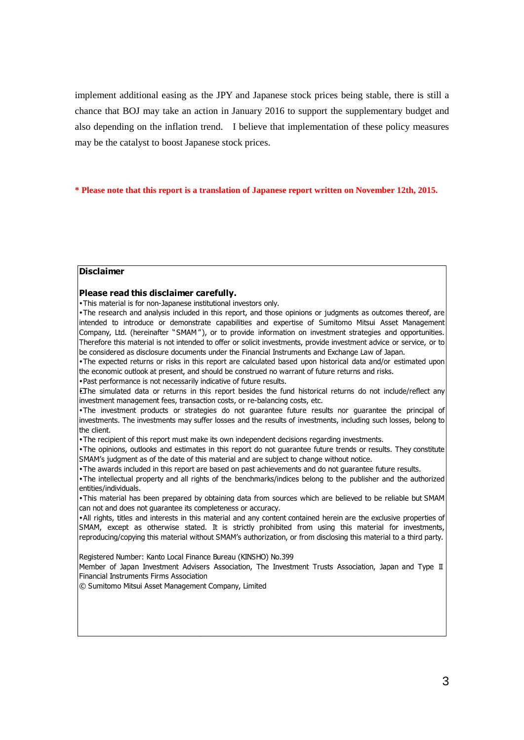implement additional easing as the JPY and Japanese stock prices being stable, there is still a chance that BOJ may take an action in January 2016 to support the supplementary budget and also depending on the inflation trend. I believe that implementation of these policy measures may be the catalyst to boost Japanese stock prices.

**\* Please note that this report is a translation of Japanese report written on November 12th, 2015.**

**Disclaimer**

**Please read this disclaimer carefully.**

- This material is for non-Japanese institutional investors only.
- The research and analysis included in this report, and those opinions or judgments as outcomes thereof, are intended to introduce or demonstrate capabilities and expertise of Sumitomo Mitsui Asset Management Company, Ltd. (hereinafter "SMAM"), or to provide information on investment strategies and opportunities. Therefore this material is not intended to offer or solicit investments, provide investment advice or service, or to be considered as disclosure documents under the Financial Instruments and Exchange Law of Japan.
- The expected returns or risks in this report are calculated based upon historical data and/or estimated upon the economic outlook at present, and should be construed no warrant of future returns and risks.
- Past performance is not necessarily indicative of future results.
- The simulated data or returns in this report besides the fund historical returns do not include/reflect any investment management fees, transaction costs, or re-balancing costs, etc.
- The investment products or strategies do not guarantee future results nor guarantee the principal of investments. The investments may suffer losses and the results of investments, including such losses, belong to the client.
- The recipient of this report must make its own independent decisions regarding investments.
- The opinions, outlooks and estimates in this report do not guarantee future trends or results. They constitute SMAM's judgment as of the date of this material and are subject to change without notice.
- The awards included in this report are based on past achievements and do not guarantee future results.
- The intellectual property and all rights of the benchmarks/indices belong to the publisher and the authorized entities/individuals.
- This material has been prepared by obtaining data from sources which are believed to be reliable but SMAM can not and does not guarantee its completeness or accuracy.
- All rights, titles and interests in this material and any content contained herein are the exclusive properties of SMAM, except as otherwise stated. It is strictly prohibited from using this material for investments, reproducing/copying this material without SMAM's authorization, or from disclosing this material to a third party.

Registered Number: Kanto Local Finance Bureau (KINSHO) No.399

Member of Japan Investment Advisers Association, The Investment Trusts Association, Japan and Type Ⅱ Financial Instruments Firms Association

© Sumitomo Mitsui Asset Management Company, Limited